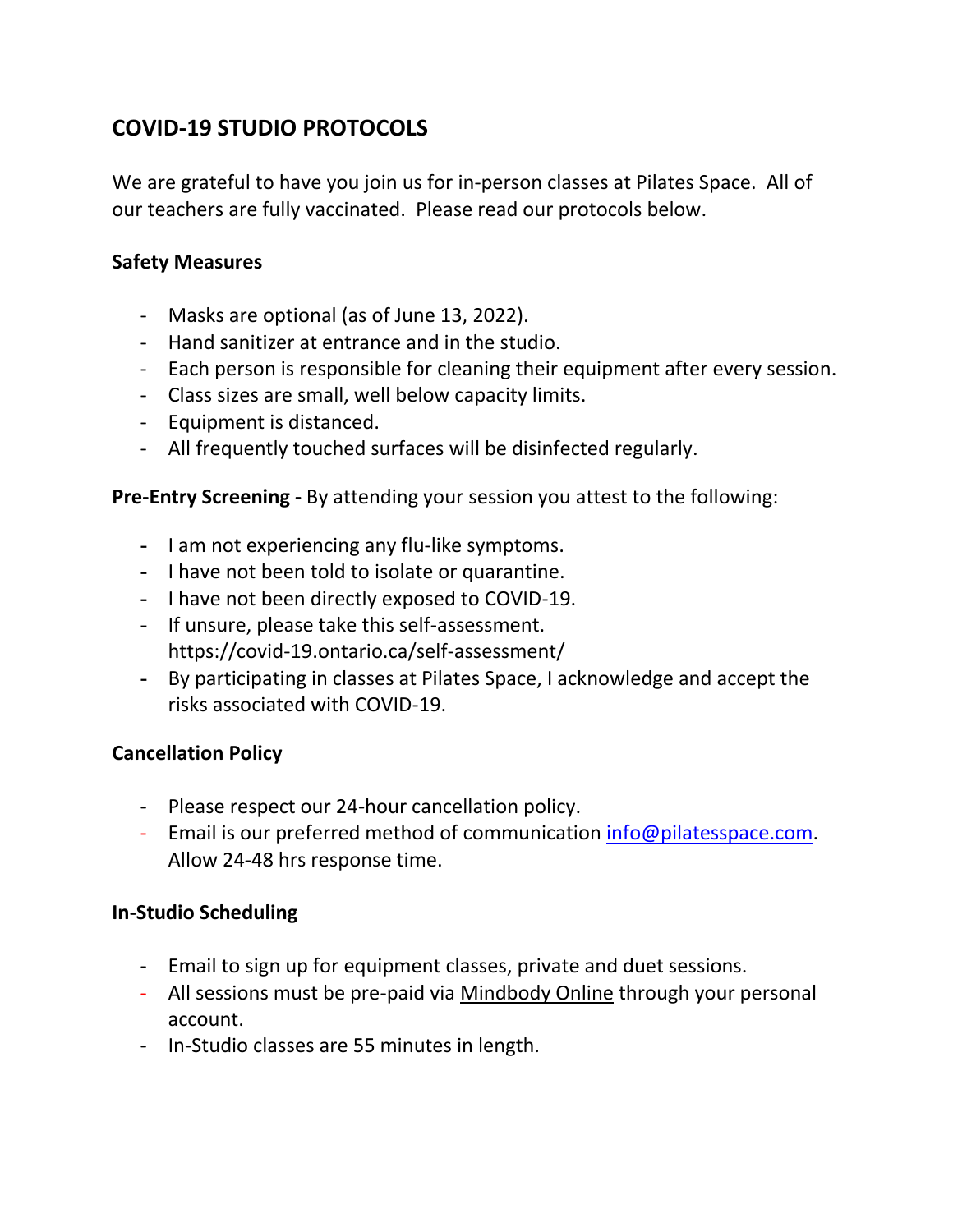# COVID-19 STUDIO PROTOCOLS

We are grateful to have you join us for in-person classes at Pilates Space. All of our teachers are fully vaccinated. Please read our protocols below.

**Safety Measures**

- Masks are optional (as of June 13, 2022).
- Hand sanitizer at entrance and in the studio.
- Each person is responsible for cleaning their equipment after every session.
- Class sizes are small, well below capacity limits.
- Equipment is distanced.
- All frequently touched surfaces will be disinfected regularly.

**Pre-Entry Screening -** By attending your session you attest to the following:

- I am not experiencing any flu-like symptoms.
- I have not been told to isolate or quarantine.
- I have not been directly exposed to COVID-19.
- If unsure, please take this self-assessment. https://covid-19.ontario.ca/self-assessment/
- By participating in classes at Pilates Space, I acknowledge and accept the risks associated with COVID-19.

**Cancellation Policy**

- Please respect our 24-hour cancellation policy.
- Email is our preferred method of communication info@pilatesspace.com. Allow 24-48 hrs response time.

**In-Studio Scheduling**

- Email to sign up for equipment classes, private and duet sessions.
- All sessions must be pre-paid via Mindbody Online through your personal account.
- In-Studio classes are 55 minutes in length.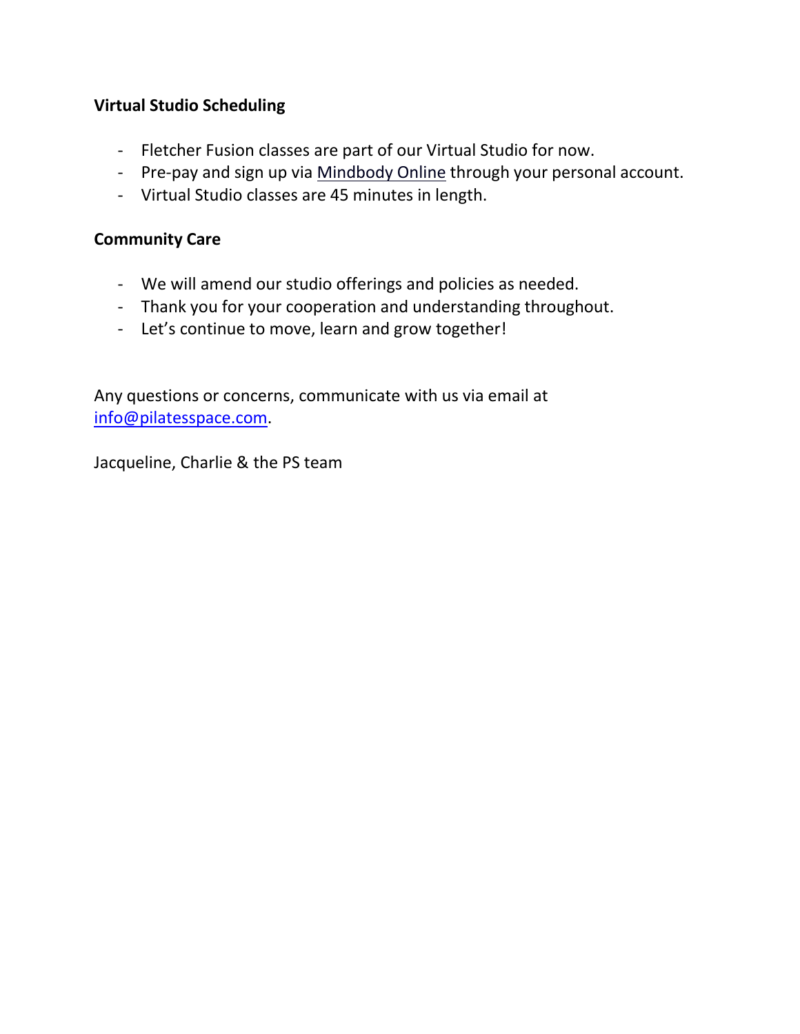**Virtual Studio Scheduling**

- Fletcher Fusion classes are part of our Virtual Studio for now.
- Pre-pay and sign up via Mindbody Online through your personal account.
- Virtual Studio classes are 45 minutes in length.

**Community Care**

- We will amend our studio offerings and policies as needed.
- Thank you for your cooperation and understanding throughout.
- Let's continue to move, learn and grow together!

Any questions or concerns, communicate with us via email at info@pilatesspace.com.

Jacqueline, Charlie & the PS team